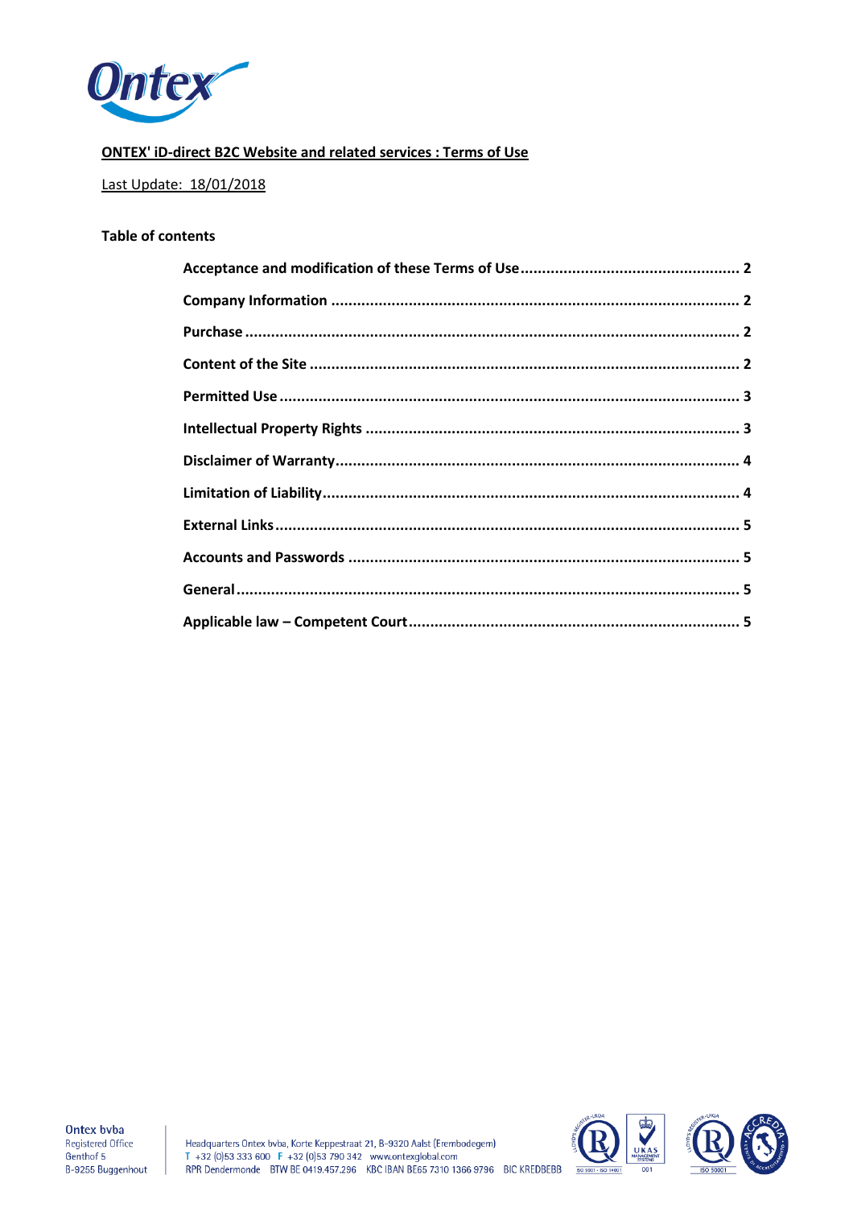**ONTEX' iD-direct B2C Website and related services : Terms of Use**

Last Update: 18/01/2018

**Table of contents**

- Acceptance and modification of these Terms of Use .... 2
- Company Information .... 2
- Purchase .... 2
- Content of the Site .... 2
- Permitted Use .... 3
- Intellectual Property Rights .... 3
- Disclaimer of Warranty .... 4
- Limitation of Liability .... 4
- External Links .... 5
- Accounts and Passwords .... 5
- General .... 5
- Applicable law – Competent Court .... 5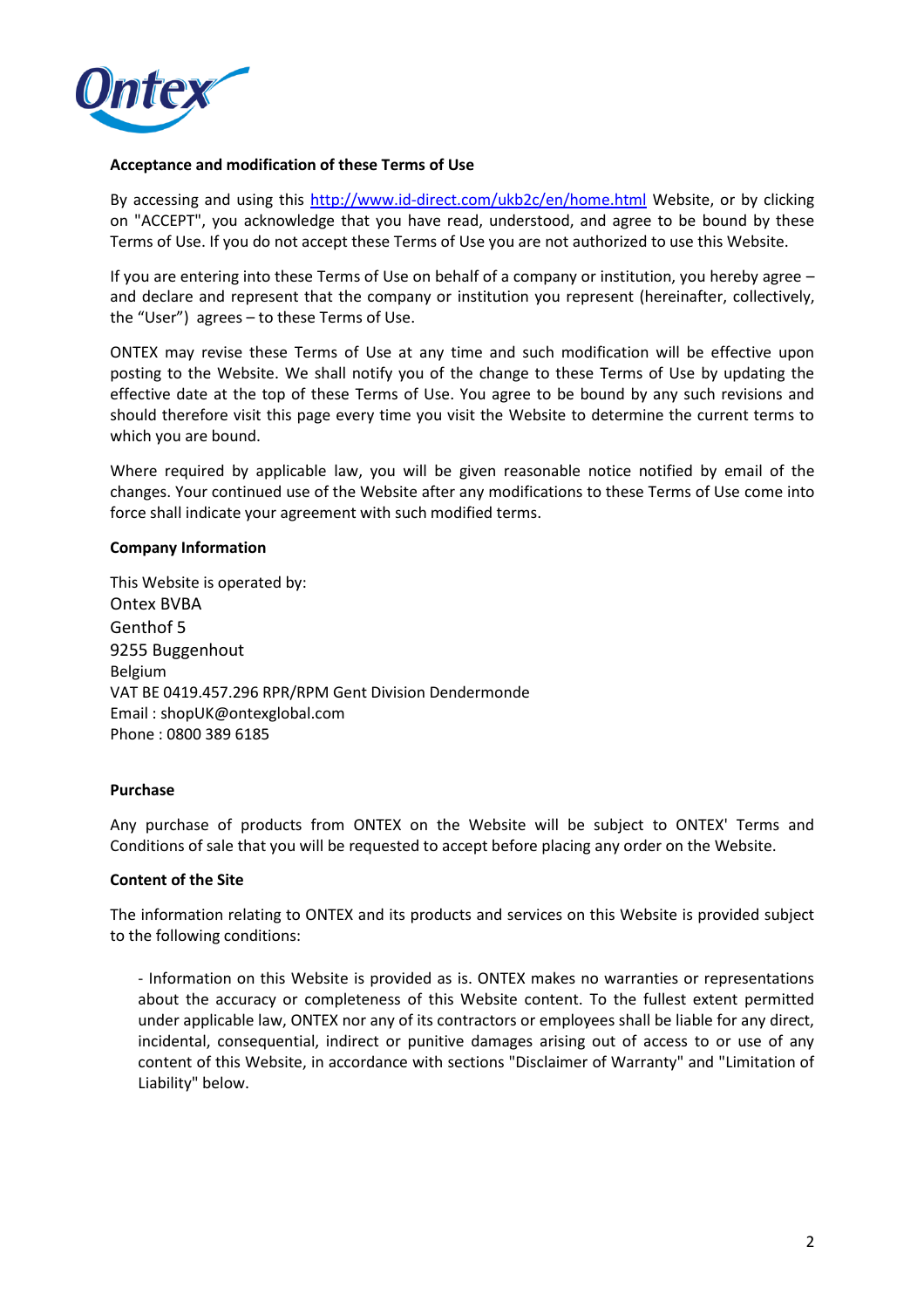**Acceptance and modification of these Terms of Use**

By accessing and using this [http://www.id-direct.com/ukb2c/en/home.html](http://www.id-direct.com/ukb2c/en/home.html) Website, or by clicking on "ACCEPT", you acknowledge that you have read, understood, and agree to be bound by these Terms of Use. If you do not accept these Terms of Use you are not authorized to use this Website.

If you are entering into these Terms of Use on behalf of a company or institution, you hereby agree – and declare and represent that the company or institution you represent (hereinafter, collectively, the "User") agrees – to these Terms of Use.

ONTEX may revise these Terms of Use at any time and such modification will be effective upon posting to the Website. We shall notify you of the change to these Terms of Use by updating the effective date at the top of these Terms of Use. You agree to be bound by any such revisions and should therefore visit this page every time you visit the Website to determine the current terms to which you are bound.

Where required by applicable law, you will be given reasonable notice notified by email of the changes. Your continued use of the Website after any modifications to these Terms of Use come into force shall indicate your agreement with such modified terms.

**Company Information**

This Website is operated by:
Ontex BVBA
Genthof 5
9255 Buggenhout
Belgium
VAT BE 0419.457.296 RPR/RPM Gent Division Dendermonde
Email : shopUK@ontexglobal.com
Phone : 0800 389 6185

**Purchase**

Any purchase of products from ONTEX on the Website will be subject to ONTEX' Terms and Conditions of sale that you will be requested to accept before placing any order on the Website.

**Content of the Site**

The information relating to ONTEX and its products and services on this Website is provided subject to the following conditions:

- Information on this Website is provided as is. ONTEX makes no warranties or representations about the accuracy or completeness of this Website content. To the fullest extent permitted under applicable law, ONTEX nor any of its contractors or employees shall be liable for any direct, incidental, consequential, indirect or punitive damages arising out of access to or use of any content of this Website, in accordance with sections "Disclaimer of Warranty" and "Limitation of Liability" below.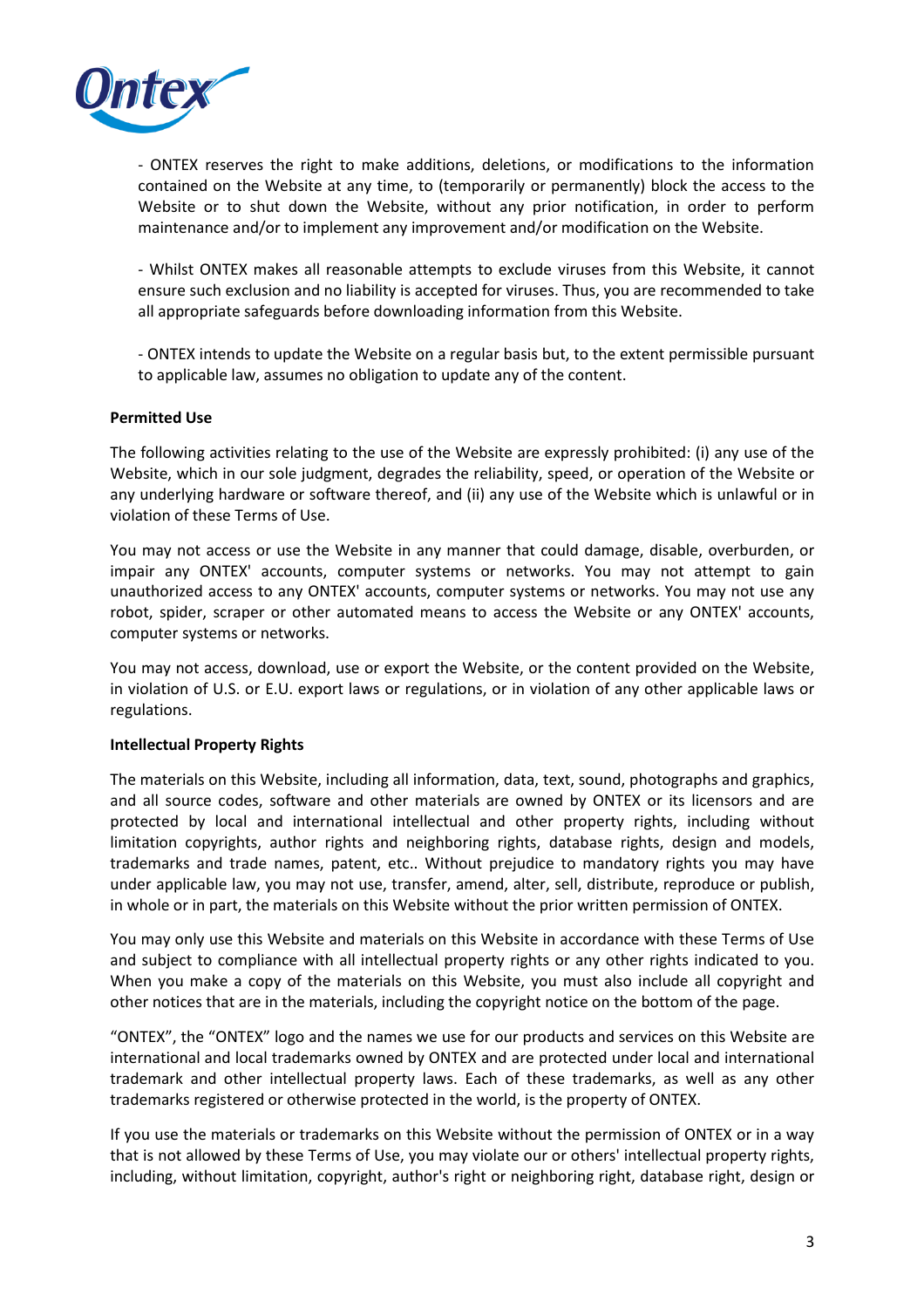- ONTEX reserves the right to make additions, deletions, or modifications to the information contained on the Website at any time, to (temporarily or permanently) block the access to the Website or to shut down the Website, without any prior notification, in order to perform maintenance and/or to implement any improvement and/or modification on the Website.

- Whilst ONTEX makes all reasonable attempts to exclude viruses from this Website, it cannot ensure such exclusion and no liability is accepted for viruses. Thus, you are recommended to take all appropriate safeguards before downloading information from this Website.

- ONTEX intends to update the Website on a regular basis but, to the extent permissible pursuant to applicable law, assumes no obligation to update any of the content.

**Permitted Use**

The following activities relating to the use of the Website are expressly prohibited: (i) any use of the Website, which in our sole judgment, degrades the reliability, speed, or operation of the Website or any underlying hardware or software thereof, and (ii) any use of the Website which is unlawful or in violation of these Terms of Use.

You may not access or use the Website in any manner that could damage, disable, overburden, or impair any ONTEX' accounts, computer systems or networks. You may not attempt to gain unauthorized access to any ONTEX' accounts, computer systems or networks. You may not use any robot, spider, scraper or other automated means to access the Website or any ONTEX' accounts, computer systems or networks.

You may not access, download, use or export the Website, or the content provided on the Website, in violation of U.S. or E.U. export laws or regulations, or in violation of any other applicable laws or regulations.

**Intellectual Property Rights**

The materials on this Website, including all information, data, text, sound, photographs and graphics, and all source codes, software and other materials are owned by ONTEX or its licensors and are protected by local and international intellectual and other property rights, including without limitation copyrights, author rights and neighboring rights, database rights, design and models, trademarks and trade names, patent, etc.. Without prejudice to mandatory rights you may have under applicable law, you may not use, transfer, amend, alter, sell, distribute, reproduce or publish, in whole or in part, the materials on this Website without the prior written permission of ONTEX.

You may only use this Website and materials on this Website in accordance with these Terms of Use and subject to compliance with all intellectual property rights or any other rights indicated to you. When you make a copy of the materials on this Website, you must also include all copyright and other notices that are in the materials, including the copyright notice on the bottom of the page.

“ONTEX”, the “ONTEX” logo and the names we use for our products and services on this Website are international and local trademarks owned by ONTEX and are protected under local and international trademark and other intellectual property laws. Each of these trademarks, as well as any other trademarks registered or otherwise protected in the world, is the property of ONTEX.

If you use the materials or trademarks on this Website without the permission of ONTEX or in a way that is not allowed by these Terms of Use, you may violate our or others' intellectual property rights, including, without limitation, copyright, author's right or neighboring right, database right, design or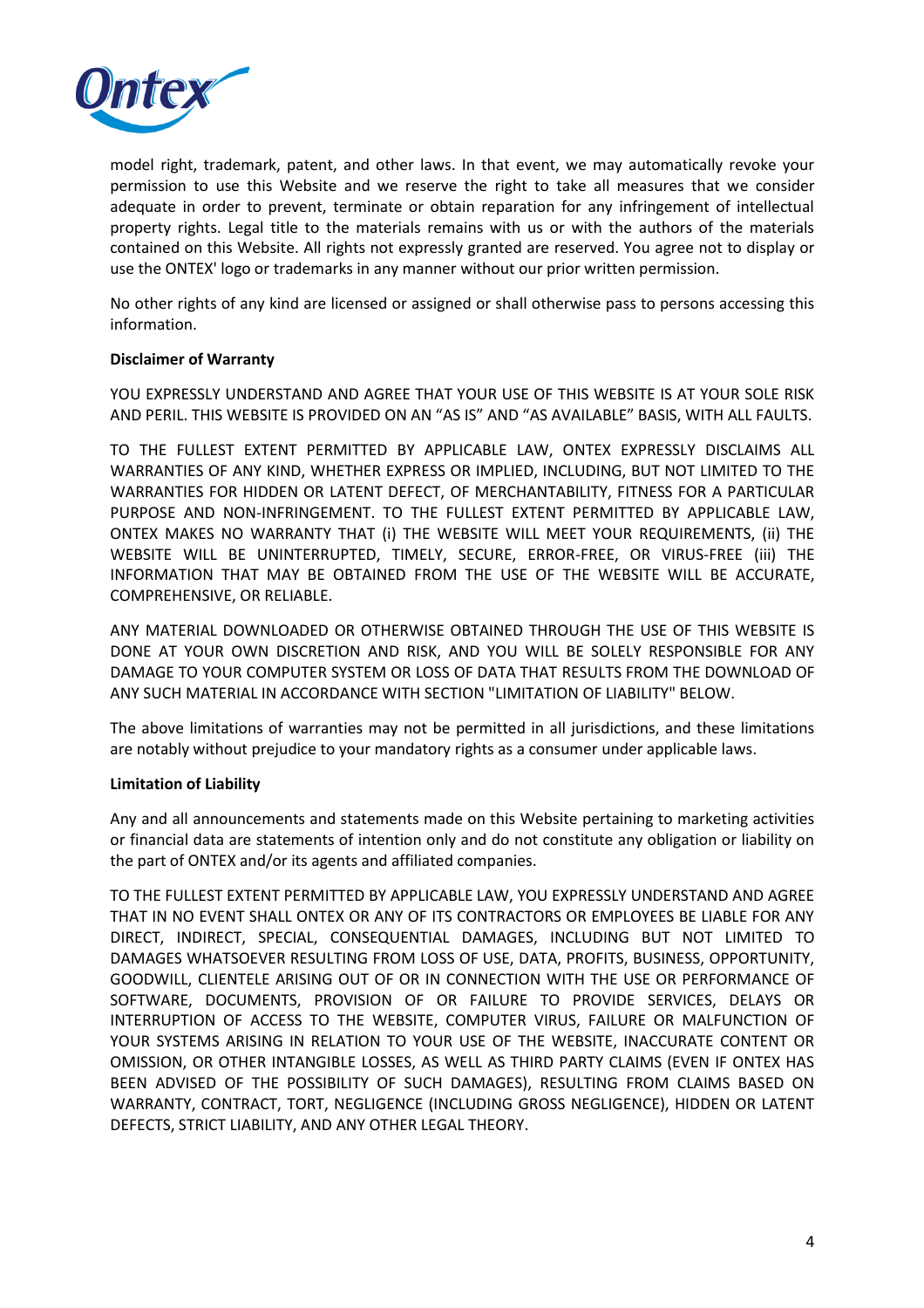model right, trademark, patent, and other laws. In that event, we may automatically revoke your permission to use this Website and we reserve the right to take all measures that we consider adequate in order to prevent, terminate or obtain reparation for any infringement of intellectual property rights. Legal title to the materials remains with us or with the authors of the materials contained on this Website. All rights not expressly granted are reserved. You agree not to display or use the ONTEX' logo or trademarks in any manner without our prior written permission.

No other rights of any kind are licensed or assigned or shall otherwise pass to persons accessing this information.

**Disclaimer of Warranty**

YOU EXPRESSLY UNDERSTAND AND AGREE THAT YOUR USE OF THIS WEBSITE IS AT YOUR SOLE RISK AND PERIL. THIS WEBSITE IS PROVIDED ON AN "AS IS" AND "AS AVAILABLE" BASIS, WITH ALL FAULTS.

TO THE FULLEST EXTENT PERMITTED BY APPLICABLE LAW, ONTEX EXPRESSLY DISCLAIMS ALL WARRANTIES OF ANY KIND, WHETHER EXPRESS OR IMPLIED, INCLUDING, BUT NOT LIMITED TO THE WARRANTIES FOR HIDDEN OR LATENT DEFECT, OF MERCHANTABILITY, FITNESS FOR A PARTICULAR PURPOSE AND NON-INFRINGEMENT. TO THE FULLEST EXTENT PERMITTED BY APPLICABLE LAW, ONTEX MAKES NO WARRANTY THAT (i) THE WEBSITE WILL MEET YOUR REQUIREMENTS, (ii) THE WEBSITE WILL BE UNINTERRUPTED, TIMELY, SECURE, ERROR-FREE, OR VIRUS-FREE (iii) THE INFORMATION THAT MAY BE OBTAINED FROM THE USE OF THE WEBSITE WILL BE ACCURATE, COMPREHENSIVE, OR RELIABLE.

ANY MATERIAL DOWNLOADED OR OTHERWISE OBTAINED THROUGH THE USE OF THIS WEBSITE IS DONE AT YOUR OWN DISCRETION AND RISK, AND YOU WILL BE SOLELY RESPONSIBLE FOR ANY DAMAGE TO YOUR COMPUTER SYSTEM OR LOSS OF DATA THAT RESULTS FROM THE DOWNLOAD OF ANY SUCH MATERIAL IN ACCORDANCE WITH SECTION "LIMITATION OF LIABILITY" BELOW.

The above limitations of warranties may not be permitted in all jurisdictions, and these limitations are notably without prejudice to your mandatory rights as a consumer under applicable laws.

**Limitation of Liability**

Any and all announcements and statements made on this Website pertaining to marketing activities or financial data are statements of intention only and do not constitute any obligation or liability on the part of ONTEX and/or its agents and affiliated companies.

TO THE FULLEST EXTENT PERMITTED BY APPLICABLE LAW, YOU EXPRESSLY UNDERSTAND AND AGREE THAT IN NO EVENT SHALL ONTEX OR ANY OF ITS CONTRACTORS OR EMPLOYEES BE LIABLE FOR ANY DIRECT, INDIRECT, SPECIAL, CONSEQUENTIAL DAMAGES, INCLUDING BUT NOT LIMITED TO DAMAGES WHATSOEVER RESULTING FROM LOSS OF USE, DATA, PROFITS, BUSINESS, OPPORTUNITY, GOODWILL, CLIENTELE ARISING OUT OF OR IN CONNECTION WITH THE USE OR PERFORMANCE OF SOFTWARE, DOCUMENTS, PROVISION OF OR FAILURE TO PROVIDE SERVICES, DELAYS OR INTERRUPTION OF ACCESS TO THE WEBSITE, COMPUTER VIRUS, FAILURE OR MALFUNCTION OF YOUR SYSTEMS ARISING IN RELATION TO YOUR USE OF THE WEBSITE, INACCURATE CONTENT OR OMISSION, OR OTHER INTANGIBLE LOSSES, AS WELL AS THIRD PARTY CLAIMS (EVEN IF ONTEX HAS BEEN ADVISED OF THE POSSIBILITY OF SUCH DAMAGES), RESULTING FROM CLAIMS BASED ON WARRANTY, CONTRACT, TORT, NEGLIGENCE (INCLUDING GROSS NEGLIGENCE), HIDDEN OR LATENT DEFECTS, STRICT LIABILITY, AND ANY OTHER LEGAL THEORY.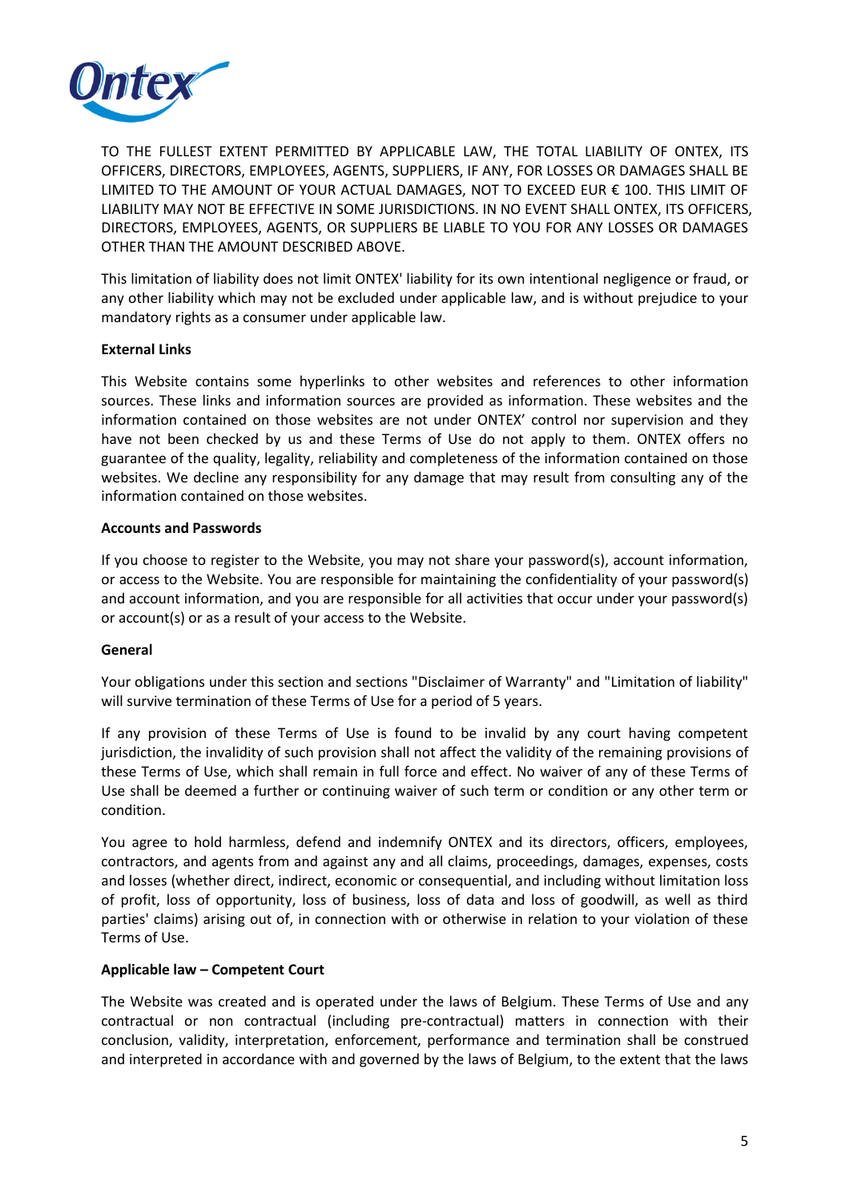TO THE FULLEST EXTENT PERMITTED BY APPLICABLE LAW, THE TOTAL LIABILITY OF ONTEX, ITS OFFICERS, DIRECTORS, EMPLOYEES, AGENTS, SUPPLIERS, IF ANY, FOR LOSSES OR DAMAGES SHALL BE LIMITED TO THE AMOUNT OF YOUR ACTUAL DAMAGES, NOT TO EXCEED EUR € 100. THIS LIMIT OF LIABILITY MAY NOT BE EFFECTIVE IN SOME JURISDICTIONS. IN NO EVENT SHALL ONTEX, ITS OFFICERS, DIRECTORS, EMPLOYEES, AGENTS, OR SUPPLIERS BE LIABLE TO YOU FOR ANY LOSSES OR DAMAGES OTHER THAN THE AMOUNT DESCRIBED ABOVE.

This limitation of liability does not limit ONTEX' liability for its own intentional negligence or fraud, or any other liability which may not be excluded under applicable law, and is without prejudice to your mandatory rights as a consumer under applicable law.

**External Links**

This Website contains some hyperlinks to other websites and references to other information sources. These links and information sources are provided as information. These websites and the information contained on those websites are not under ONTEX' control nor supervision and they have not been checked by us and these Terms of Use do not apply to them. ONTEX offers no guarantee of the quality, legality, reliability and completeness of the information contained on those websites. We decline any responsibility for any damage that may result from consulting any of the information contained on those websites.

**Accounts and Passwords**

If you choose to register to the Website, you may not share your password(s), account information, or access to the Website. You are responsible for maintaining the confidentiality of your password(s) and account information, and you are responsible for all activities that occur under your password(s) or account(s) or as a result of your access to the Website.

**General**

Your obligations under this section and sections "Disclaimer of Warranty" and "Limitation of liability" will survive termination of these Terms of Use for a period of 5 years.

If any provision of these Terms of Use is found to be invalid by any court having competent jurisdiction, the invalidity of such provision shall not affect the validity of the remaining provisions of these Terms of Use, which shall remain in full force and effect. No waiver of any of these Terms of Use shall be deemed a further or continuing waiver of such term or condition or any other term or condition.

You agree to hold harmless, defend and indemnify ONTEX and its directors, officers, employees, contractors, and agents from and against any and all claims, proceedings, damages, expenses, costs and losses (whether direct, indirect, economic or consequential, and including without limitation loss of profit, loss of opportunity, loss of business, loss of data and loss of goodwill, as well as third parties' claims) arising out of, in connection with or otherwise in relation to your violation of these Terms of Use.

**Applicable law – Competent Court**

The Website was created and is operated under the laws of Belgium. These Terms of Use and any contractual or non contractual (including pre-contractual) matters in connection with their conclusion, validity, interpretation, enforcement, performance and termination shall be construed and interpreted in accordance with and governed by the laws of Belgium, to the extent that the laws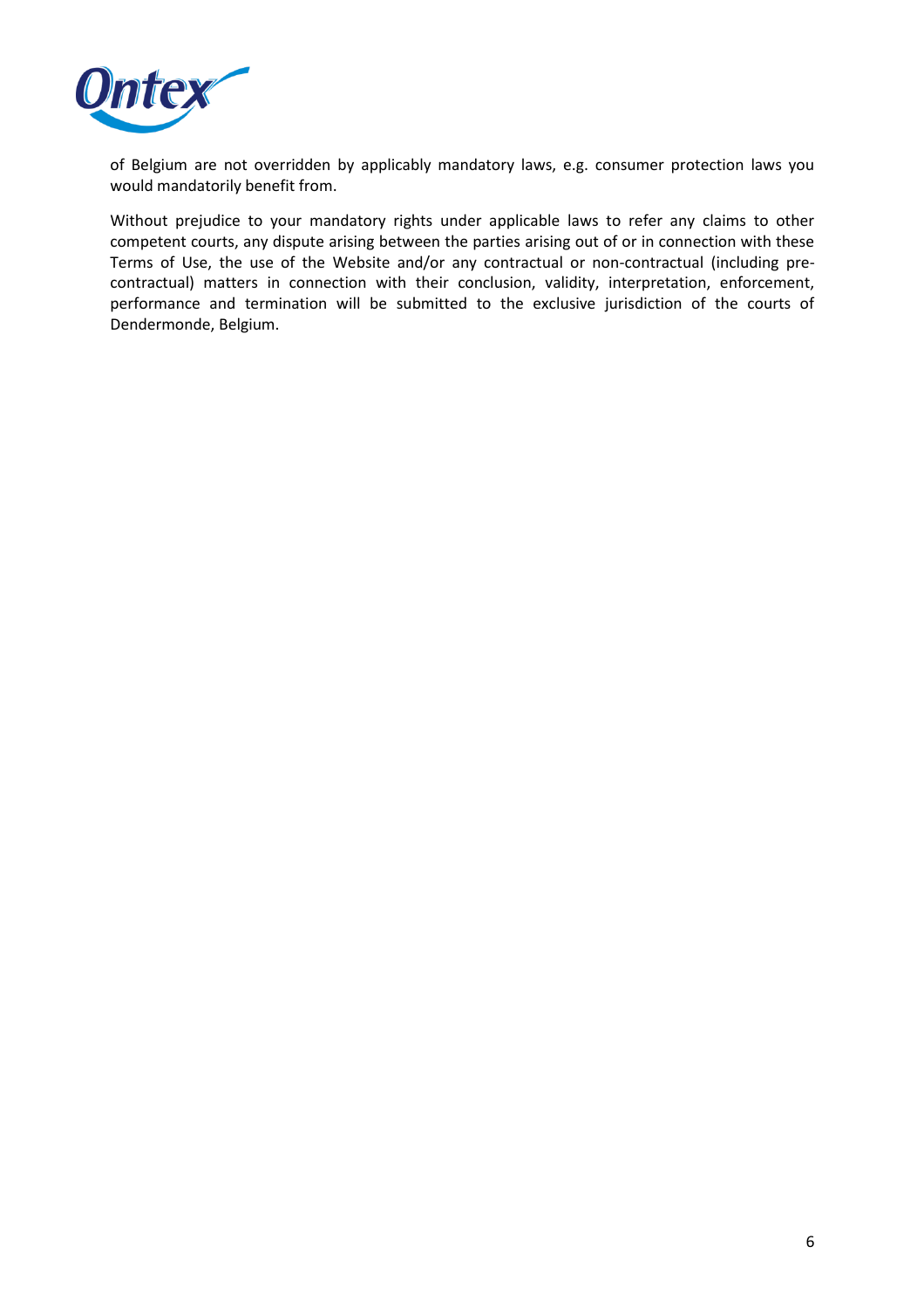of Belgium are not overridden by applicably mandatory laws, e.g. consumer protection laws you would mandatorily benefit from.

Without prejudice to your mandatory rights under applicable laws to refer any claims to other competent courts, any dispute arising between the parties arising out of or in connection with these Terms of Use, the use of the Website and/or any contractual or non-contractual (including pre-contractual) matters in connection with their conclusion, validity, interpretation, enforcement, performance and termination will be submitted to the exclusive jurisdiction of the courts of Dendermonde, Belgium.